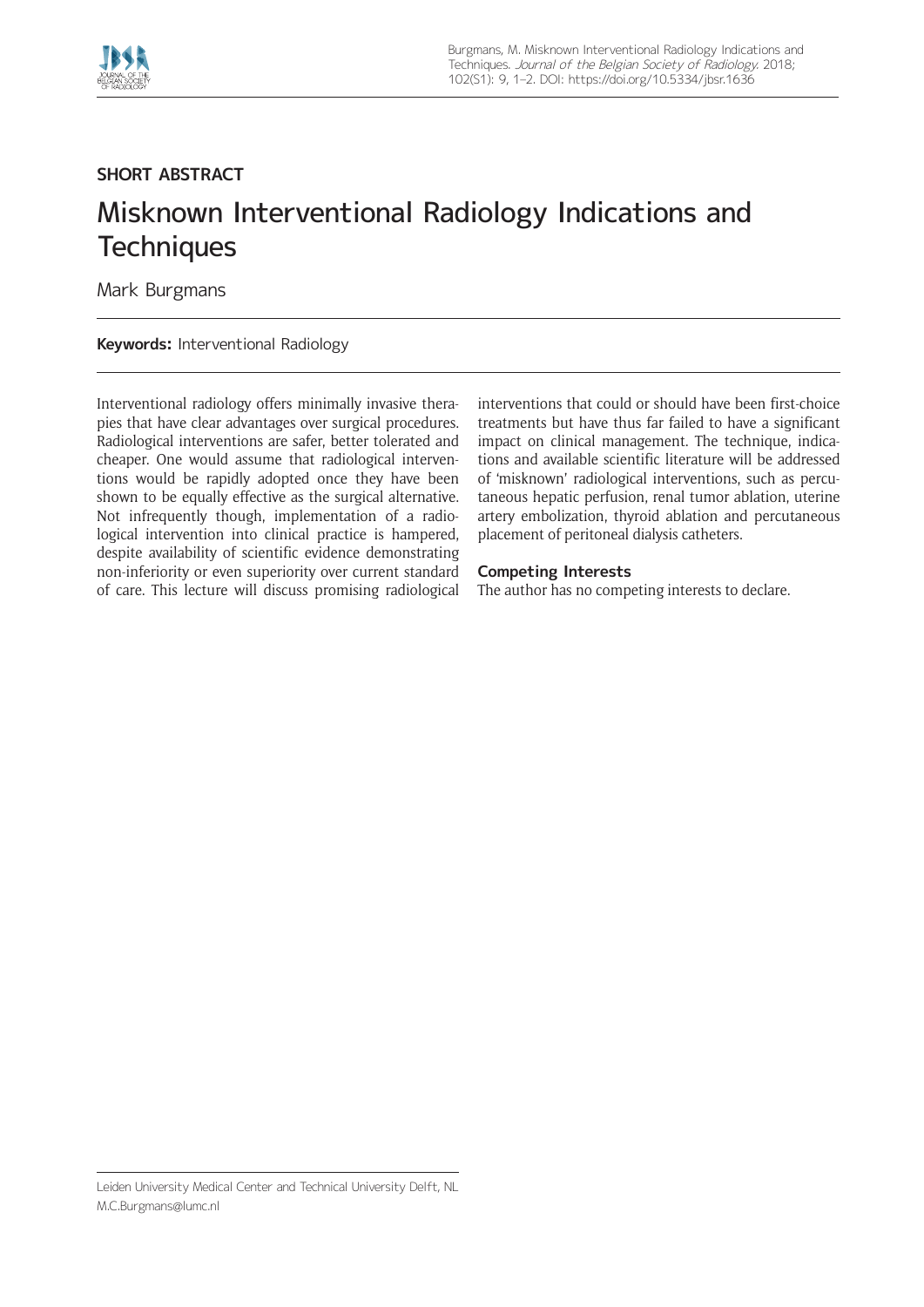SHORT ABSTRACT

# Misknown Interventional Radiology Indications and Techniques

Mark Burgmans

**Keywords:** Interventional Radiology

Interventional radiology offers minimally invasive therapies that have clear advantages over surgical procedures. Radiological interventions are safer, better tolerated and cheaper. One would assume that radiological interventions would be rapidly adopted once they have been shown to be equally effective as the surgical alternative. Not infrequently though, implementation of a radiological intervention into clinical practice is hampered, despite availability of scientific evidence demonstrating non-inferiority or even superiority over current standard of care. This lecture will discuss promising radiological interventions that could or should have been first-choice treatments but have thus far failed to have a significant impact on clinical management. The technique, indications and available scientific literature will be addressed of 'misknown' radiological interventions, such as percutaneous hepatic perfusion, renal tumor ablation, uterine artery embolization, thyroid ablation and percutaneous placement of peritoneal dialysis catheters.

## Competing Interests

The author has no competing interests to declare.

Leiden University Medical Center and Technical University Delft, NL

M.C.Burgmans@lumc.nl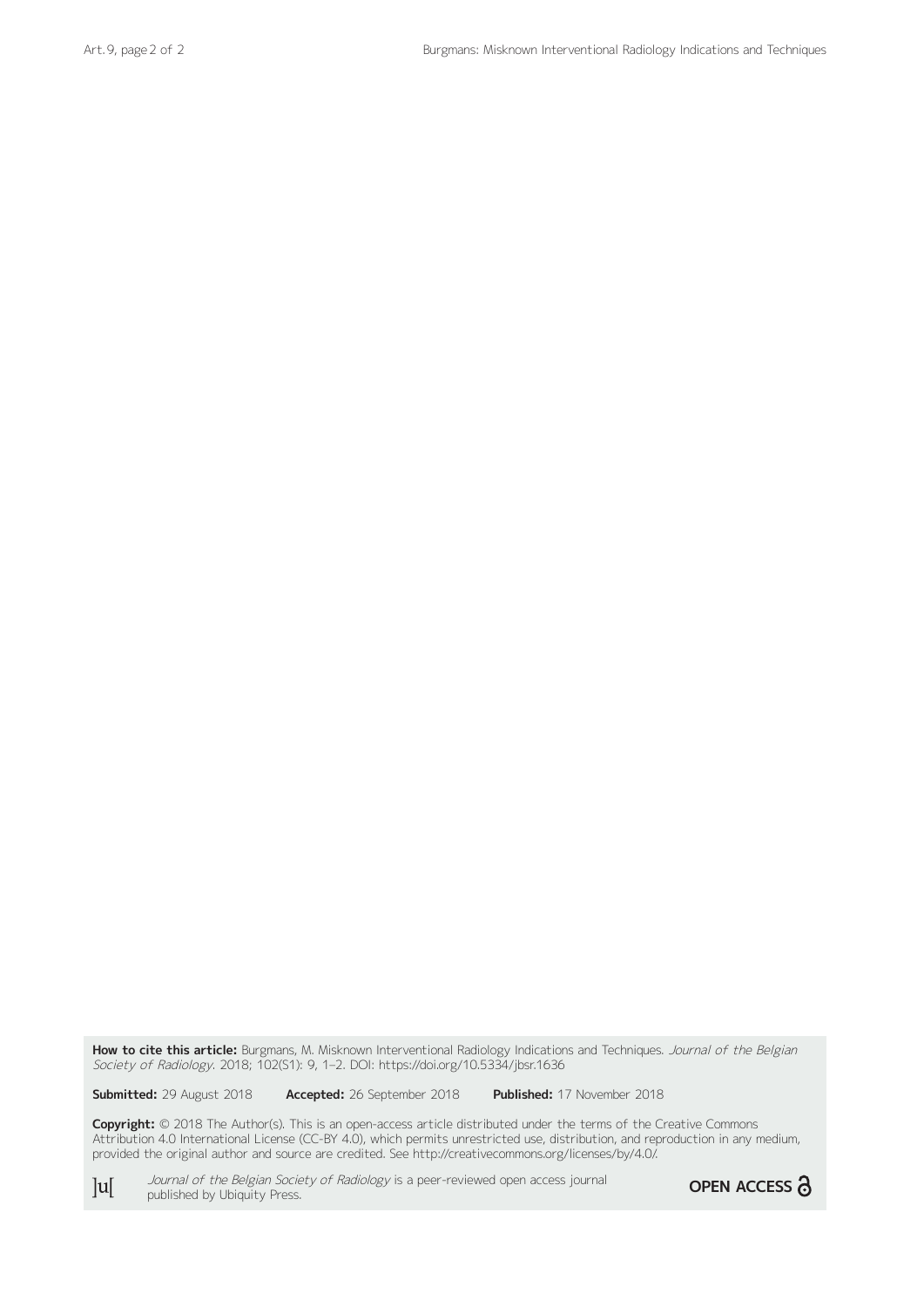**How to cite this article:** Burgmans, M. Misknown Interventional Radiology Indications and Techniques. *Journal of the Belgian Society of Radiology*. 2018; 102(S1): 9, 1–2. DOI: https://doi.org/10.5334/jbsr.1636

**Submitted:** 29 August 2018 **Accepted:** 26 September 2018 **Published:** 17 November 2018

**Copyright:** © 2018 The Author(s). This is an open-access article distributed under the terms of the Creative Commons Attribution 4.0 International License (CC-BY 4.0), which permits unrestricted use, distribution, and reproduction in any medium, provided the original author and source are credited. See http://creativecommons.org/licenses/by/4.0/.

]u[ *Journal of the Belgian Society of Radiology* is a peer-reviewed open access journal published by Ubiquity Press.

**OPEN ACCESS**